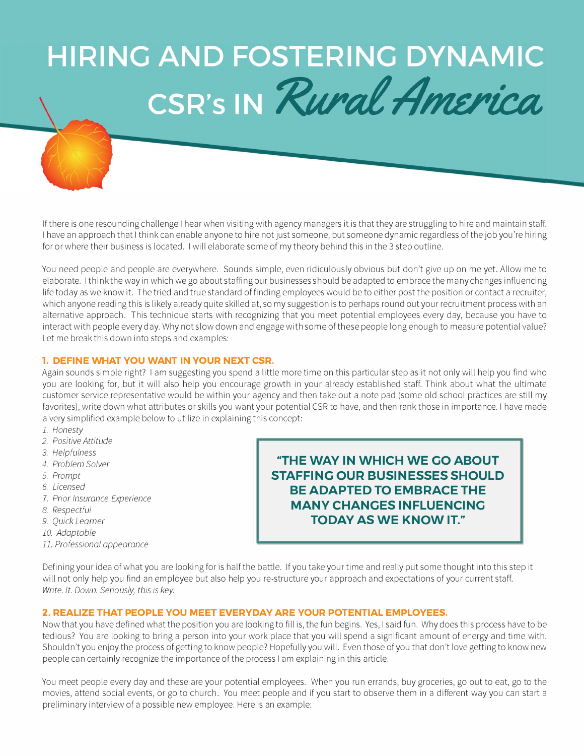# HIRING AND FOSTERING DYNAMIC CSR's IN *Rural America*

If there is one resounding challenge I hear when visiting with agency managers it is that they are struggling to hire and maintain staff. I have an approach that I think can enable anyone to hire not just someone, but someone dynamic regardless of the job you're hiring for or where their business is located. I will elaborate some of my theory behind this in the 3 step outline.

You need people and people are everywhere. Sounds simple, even ridiculously obvious but don't give up on me yet. Allow me to elaborate. I think the way in which we go about staffing our businesses should be adapted to embrace the many changes influencing life today as we know it. The tried and true standard of finding employees would be to either post the position or contact a recruiter, which anyone reading this is likely already quite skilled at, so my suggestion is to perhaps round out your recruitment process with an alternative approach. This technique starts with recognizing that you meet potential employees every day, because you have to interact with people every day. Why not slow down and engage with some of these people long enough to measure potential value? Let me break this down into steps and examples:

## 1. DEFINE WHAT YOU WANT IN YOUR NEXT CSR.

Again sounds simple right? I am suggesting you spend a little more time on this particular step as it not only will help you find who you are looking for, but it will also help you encourage growth in your already established staff. Think about what the ultimate customer service representative would be within your agency and then take out a note pad (some old school practices are still my favorites), write down what attributes or skills you want your potential CSR to have, and then rank those in importance. I have made a very simplified example below to utilize in explaining this concept:

1. *Honesty*
2. *Positive Attitude*
3. *Helpfulness*
4. *Problem Solver*
5. *Prompt*
6. *Licensed*
7. *Prior Insurance Experience*
8. *Respectful*
9. *Quick Learner*
10. *Adaptable*
11. *Professional appearance*

> **"THE WAY IN WHICH WE GO ABOUT STAFFING OUR BUSINESSES SHOULD BE ADAPTED TO EMBRACE THE MANY CHANGES INFLUENCING TODAY AS WE KNOW IT."**

Defining your idea of what you are looking for is half the battle. If you take your time and really put some thought into this step it will not only help you find an employee but also help you re-structure your approach and expectations of your current staff. *Write. It. Down. Seriously, this is key.*

## 2. REALIZE THAT PEOPLE YOU MEET EVERYDAY ARE YOUR POTENTIAL EMPLOYEES.

Now that you have defined what the position you are looking to fill is, the fun begins. Yes, I said fun. Why does this process have to be tedious? You are looking to bring a person into your work place that you will spend a significant amount of energy and time with. Shouldn't you enjoy the process of getting to know people? Hopefully you will. Even those of you that don't love getting to know new people can certainly recognize the importance of the process I am explaining in this article.

You meet people every day and these are your potential employees. When you run errands, buy groceries, go out to eat, go to the movies, attend social events, or go to church. You meet people and if you start to observe them in a different way you can start a preliminary interview of a possible new employee. Here is an example: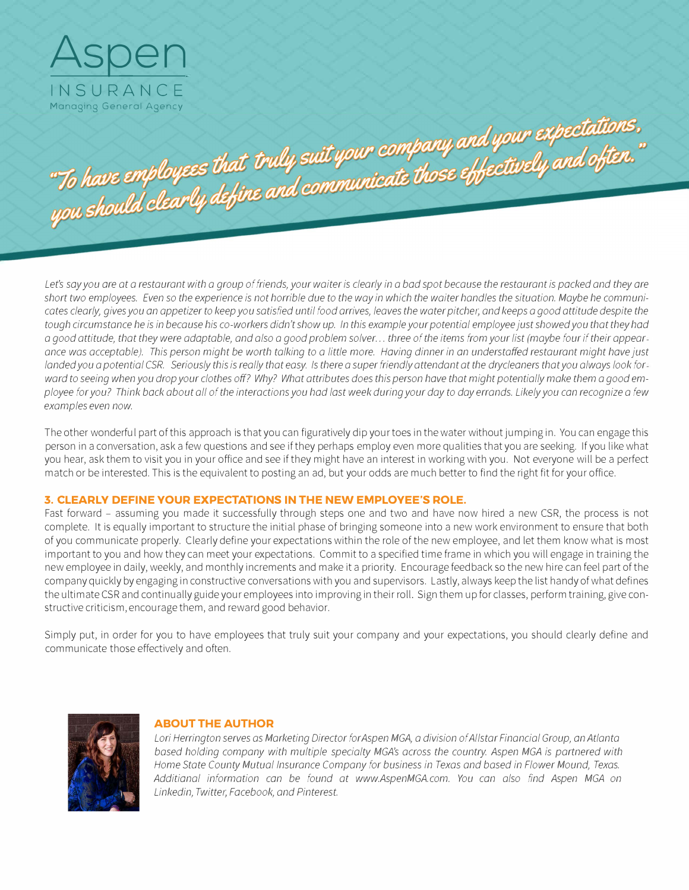Aspen

INSURANCE

Managing General Agency

*"To have employees that truly suit your company and your expectations, you should clearly define and communicate those effectively and often."*

*Let's say you are at a restaurant with a group of friends, your waiter is clearly in a bad spot because the restaurant is packed and they are short two employees. Even so the experience is not horrible due to the way in which the waiter handles the situation. Maybe he communicates clearly, gives you an appetizer to keep you satisfied until food arrives, leaves the water pitcher, and keeps a good attitude despite the tough circumstance he is in because his co-workers didn't show up. In this example your potential employee just showed you that they had a good attitude, that they were adaptable, and also a good problem solver… three of the items from your list (maybe four if their appearance was acceptable). This person might be worth talking to a little more. Having dinner in an understaffed restaurant might have just landed you a potential CSR. Seriously this is really that easy. Is there a super friendly attendant at the drycleaners that you always look forward to seeing when you drop your clothes off? Why? What attributes does this person have that might potentially make them a good employee for you? Think back about all of the interactions you had last week during your day to day errands. Likely you can recognize a few examples even now.*

The other wonderful part of this approach is that you can figuratively dip your toes in the water without jumping in. You can engage this person in a conversation, ask a few questions and see if they perhaps employ even more qualities that you are seeking. If you like what you hear, ask them to visit you in your office and see if they might have an interest in working with you. Not everyone will be a perfect match or be interested. This is the equivalent to posting an ad, but your odds are much better to find the right fit for your office.

### 3. CLEARLY DEFINE YOUR EXPECTATIONS IN THE NEW EMPLOYEE'S ROLE.

Fast forward – assuming you made it successfully through steps one and two and have now hired a new CSR, the process is not complete. It is equally important to structure the initial phase of bringing someone into a new work environment to ensure that both of you communicate properly. Clearly define your expectations within the role of the new employee, and let them know what is most important to you and how they can meet your expectations. Commit to a specified time frame in which you will engage in training the new employee in daily, weekly, and monthly increments and make it a priority. Encourage feedback so the new hire can feel part of the company quickly by engaging in constructive conversations with you and supervisors. Lastly, always keep the list handy of what defines the ultimate CSR and continually guide your employees into improving in their roll. Sign them up for classes, perform training, give constructive criticism, encourage them, and reward good behavior.

Simply put, in order for you to have employees that truly suit your company and your expectations, you should clearly define and communicate those effectively and often.

### ABOUT THE AUTHOR

*Lori Herrington serves as Marketing Director for Aspen MGA, a division of Allstar Financial Group, an Atlanta based holding company with multiple specialty MGA's across the country. Aspen MGA is partnered with Home State County Mutual Insurance Company for business in Texas and based in Flower Mound, Texas. Additional information can be found at www.AspenMGA.com. You can also find Aspen MGA on Linkedin, Twitter, Facebook, and Pinterest.*